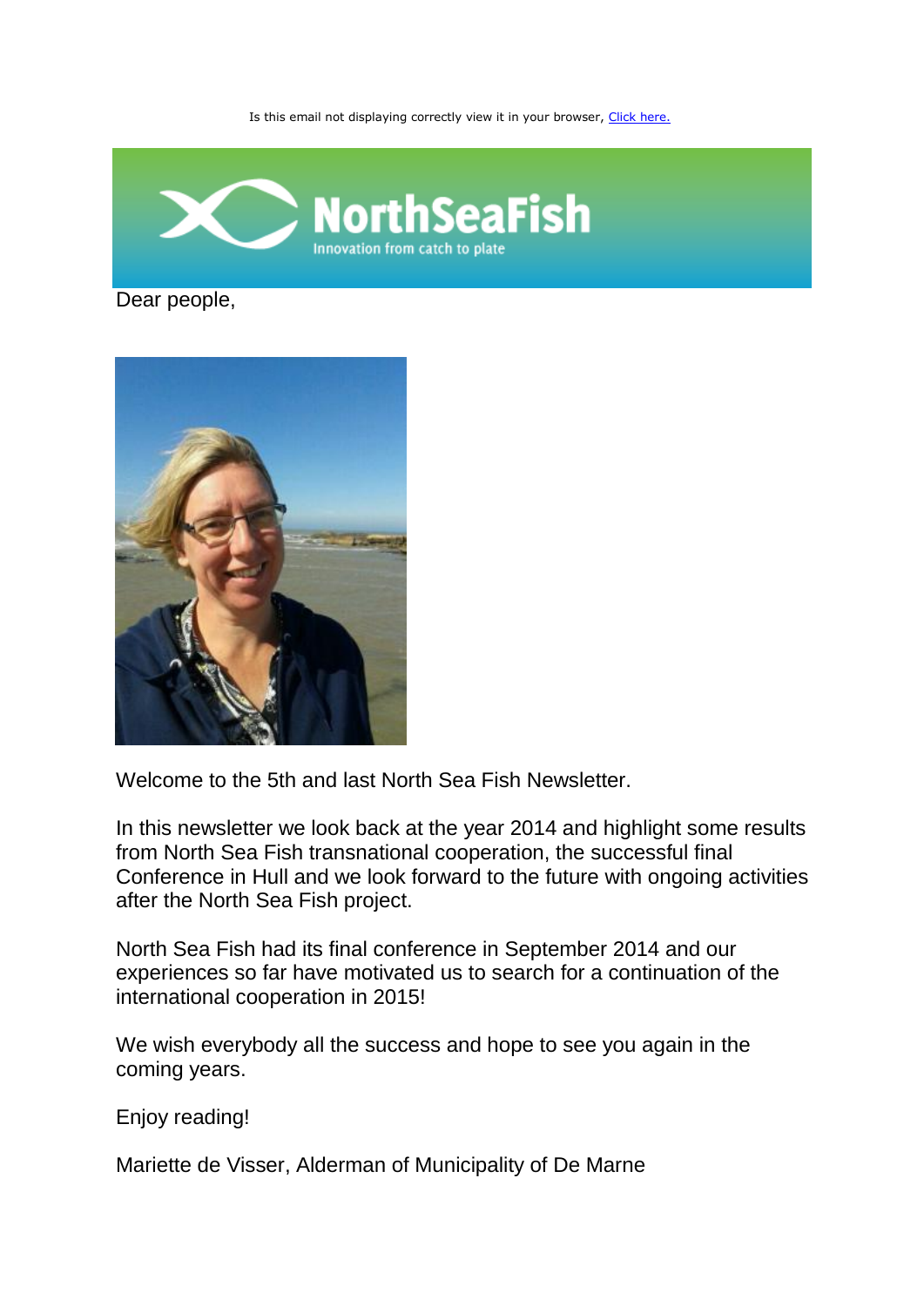Is this email not displaying correctly view it in your browser, [Click here.](#)

NorthSeaFish

Innovation from catch to plate

Dear people,

Welcome to the 5th and last North Sea Fish Newsletter.

In this newsletter we look back at the year 2014 and highlight some results from North Sea Fish transnational cooperation, the successful final Conference in Hull and we look forward to the future with ongoing activities after the North Sea Fish project.

North Sea Fish had its final conference in September 2014 and our experiences so far have motivated us to search for a continuation of the international cooperation in 2015!

We wish everybody all the success and hope to see you again in the coming years.

Enjoy reading!

Mariette de Visser, Alderman of Municipality of De Marne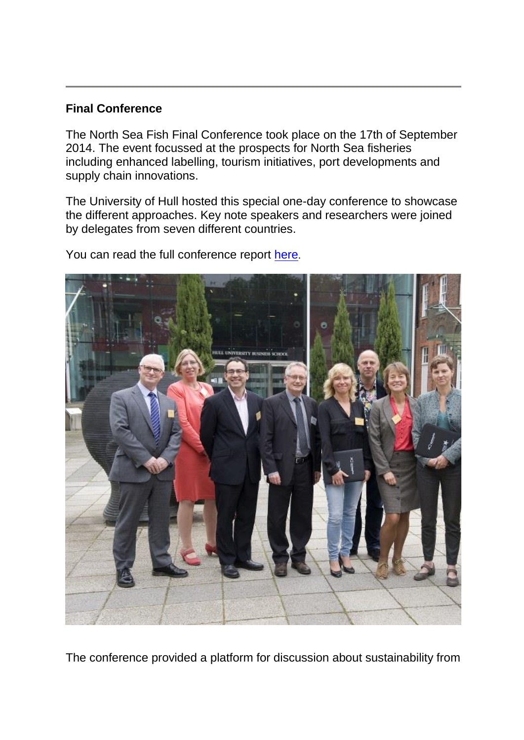**Final Conference**

The North Sea Fish Final Conference took place on the 17th of September 2014. The event focussed at the prospects for North Sea fisheries including enhanced labelling, tourism initiatives, port developments and supply chain innovations.

The University of Hull hosted this special one-day conference to showcase the different approaches. Key note speakers and researchers were joined by delegates from seven different countries.

You can read the full conference report here.

The conference provided a platform for discussion about sustainability from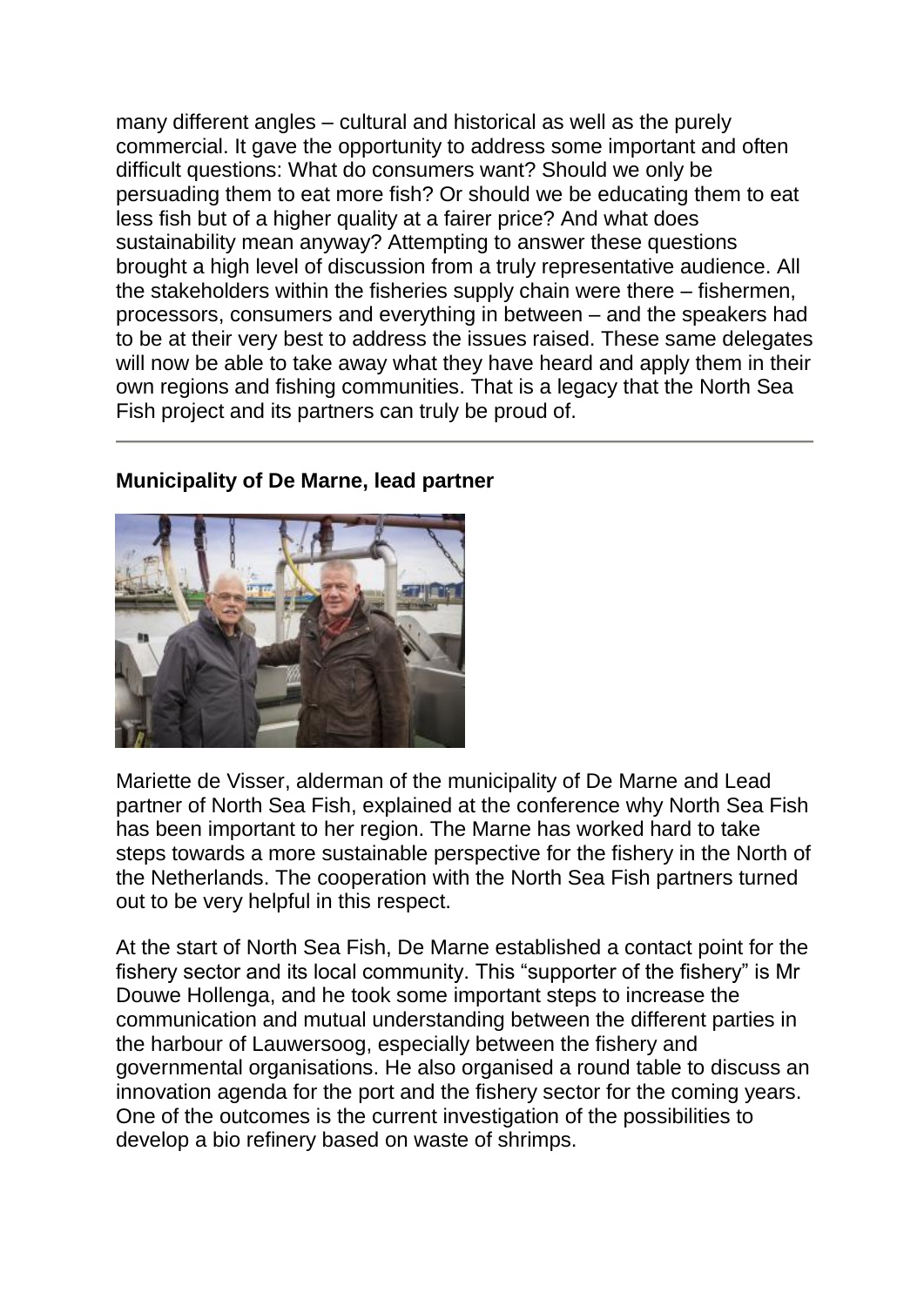many different angles – cultural and historical as well as the purely commercial. It gave the opportunity to address some important and often difficult questions: What do consumers want? Should we only be persuading them to eat more fish? Or should we be educating them to eat less fish but of a higher quality at a fairer price? And what does sustainability mean anyway? Attempting to answer these questions brought a high level of discussion from a truly representative audience. All the stakeholders within the fisheries supply chain were there – fishermen, processors, consumers and everything in between – and the speakers had to be at their very best to address the issues raised. These same delegates will now be able to take away what they have heard and apply them in their own regions and fishing communities. That is a legacy that the North Sea Fish project and its partners can truly be proud of.

---

**Municipality of De Marne, lead partner**

Mariette de Visser, alderman of the municipality of De Marne and Lead partner of North Sea Fish, explained at the conference why North Sea Fish has been important to her region. The Marne has worked hard to take steps towards a more sustainable perspective for the fishery in the North of the Netherlands. The cooperation with the North Sea Fish partners turned out to be very helpful in this respect.

At the start of North Sea Fish, De Marne established a contact point for the fishery sector and its local community. This "supporter of the fishery" is Mr Douwe Hollenga, and he took some important steps to increase the communication and mutual understanding between the different parties in the harbour of Lauwersoog, especially between the fishery and governmental organisations. He also organised a round table to discuss an innovation agenda for the port and the fishery sector for the coming years. One of the outcomes is the current investigation of the possibilities to develop a bio refinery based on waste of shrimps.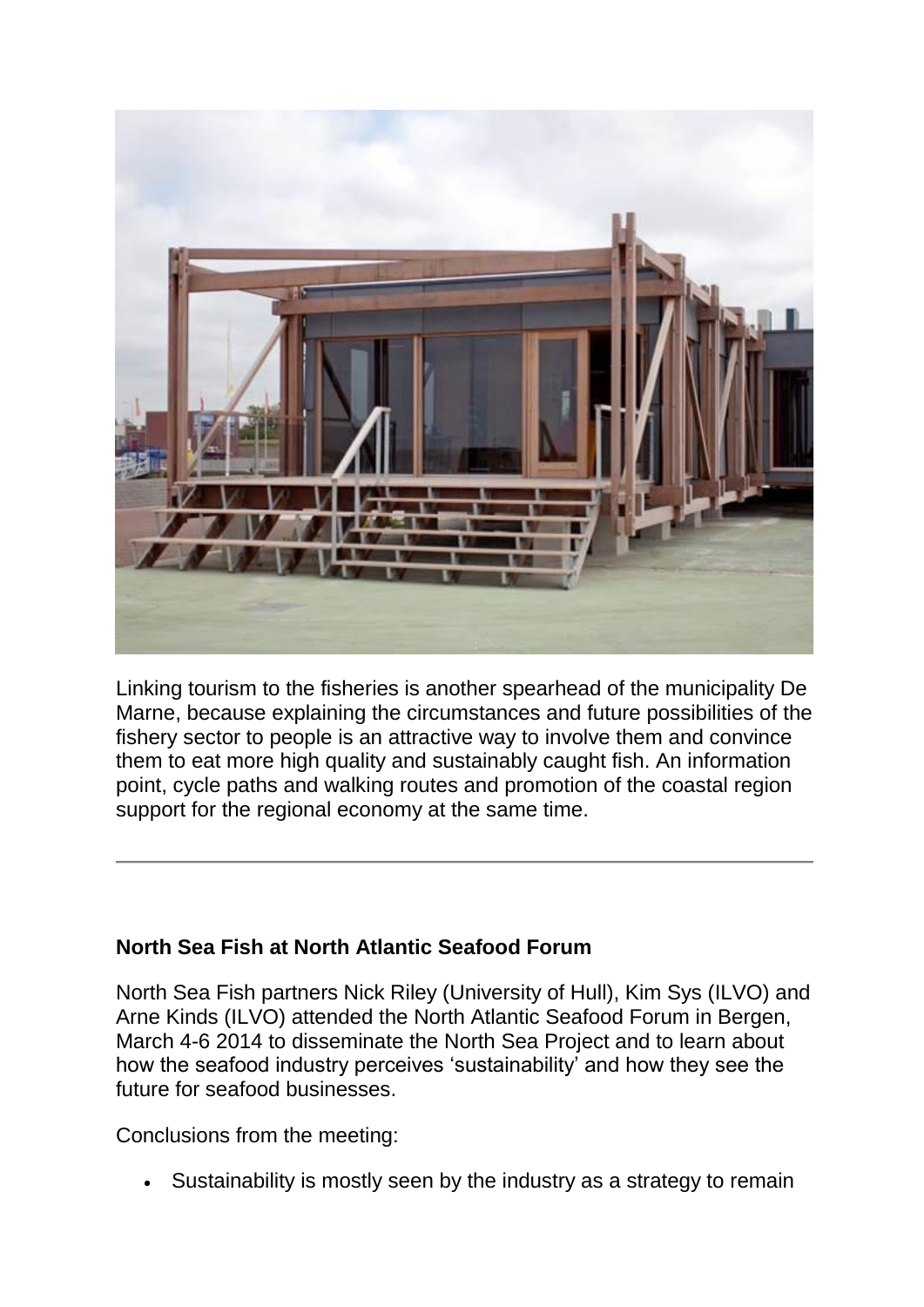Linking tourism to the fisheries is another spearhead of the municipality De Marne, because explaining the circumstances and future possibilities of the fishery sector to people is an attractive way to involve them and convince them to eat more high quality and sustainably caught fish. An information point, cycle paths and walking routes and promotion of the coastal region support for the regional economy at the same time.

---

**North Sea Fish at North Atlantic Seafood Forum**

North Sea Fish partners Nick Riley (University of Hull), Kim Sys (ILVO) and Arne Kinds (ILVO) attended the North Atlantic Seafood Forum in Bergen, March 4-6 2014 to disseminate the North Sea Project and to learn about how the seafood industry perceives 'sustainability' and how they see the future for seafood businesses.

Conclusions from the meeting:

- Sustainability is mostly seen by the industry as a strategy to remain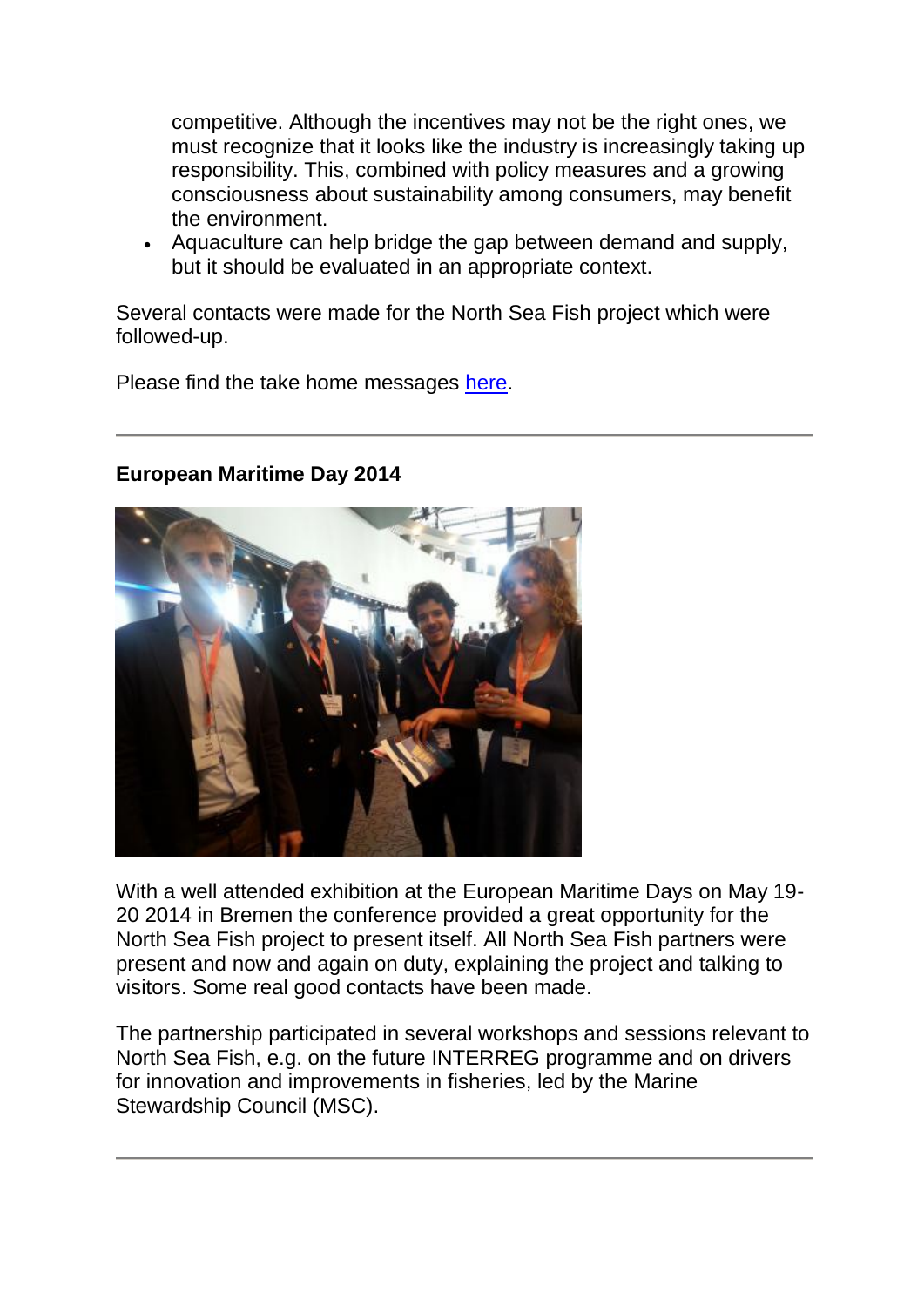competitive. Although the incentives may not be the right ones, we must recognize that it looks like the industry is increasingly taking up responsibility. This, combined with policy measures and a growing consciousness about sustainability among consumers, may benefit the environment.

- Aquaculture can help bridge the gap between demand and supply, but it should be evaluated in an appropriate context.

Several contacts were made for the North Sea Fish project which were followed-up.

Please find the take home messages here.

---

**European Maritime Day 2014**

With a well attended exhibition at the European Maritime Days on May 19-20 2014 in Bremen the conference provided a great opportunity for the North Sea Fish project to present itself. All North Sea Fish partners were present and now and again on duty, explaining the project and talking to visitors. Some real good contacts have been made.

The partnership participated in several workshops and sessions relevant to North Sea Fish, e.g. on the future INTERREG programme and on drivers for innovation and improvements in fisheries, led by the Marine Stewardship Council (MSC).

---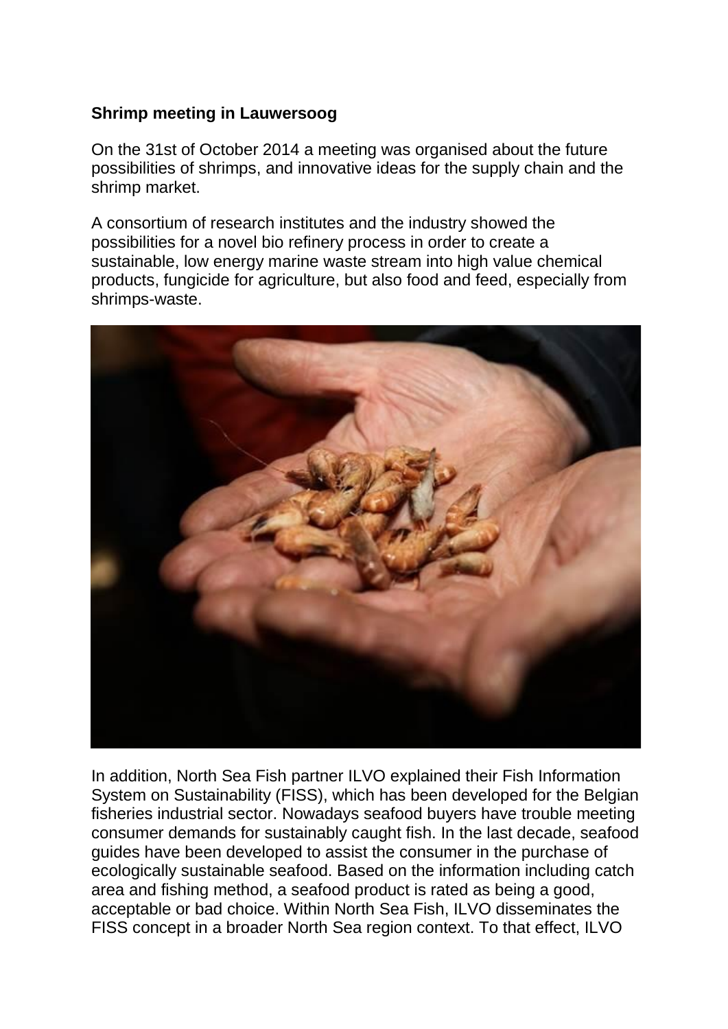**Shrimp meeting in Lauwersoog**

On the 31st of October 2014 a meeting was organised about the future possibilities of shrimps, and innovative ideas for the supply chain and the shrimp market.

A consortium of research institutes and the industry showed the possibilities for a novel bio refinery process in order to create a sustainable, low energy marine waste stream into high value chemical products, fungicide for agriculture, but also food and feed, especially from shrimps-waste.

In addition, North Sea Fish partner ILVO explained their Fish Information System on Sustainability (FISS), which has been developed for the Belgian fisheries industrial sector. Nowadays seafood buyers have trouble meeting consumer demands for sustainably caught fish. In the last decade, seafood guides have been developed to assist the consumer in the purchase of ecologically sustainable seafood. Based on the information including catch area and fishing method, a seafood product is rated as being a good, acceptable or bad choice. Within North Sea Fish, ILVO disseminates the FISS concept in a broader North Sea region context. To that effect, ILVO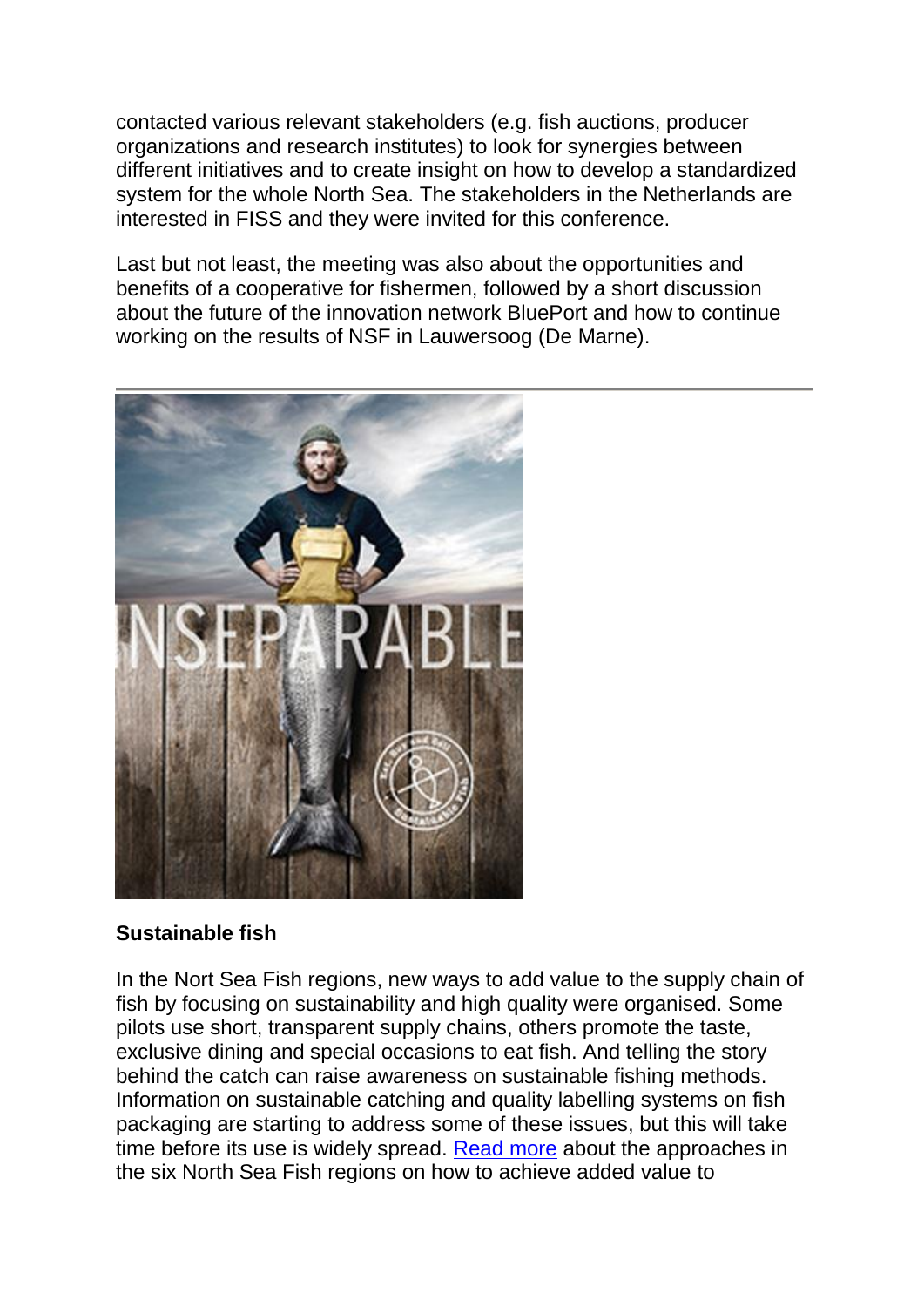contacted various relevant stakeholders (e.g. fish auctions, producer organizations and research institutes) to look for synergies between different initiatives and to create insight on how to develop a standardized system for the whole North Sea. The stakeholders in the Netherlands are interested in FISS and they were invited for this conference.

Last but not least, the meeting was also about the opportunities and benefits of a cooperative for fishermen, followed by a short discussion about the future of the innovation network BluePort and how to continue working on the results of NSF in Lauwersoog (De Marne).

---

**Sustainable fish**

In the Nort Sea Fish regions, new ways to add value to the supply chain of fish by focusing on sustainability and high quality were organised. Some pilots use short, transparent supply chains, others promote the taste, exclusive dining and special occasions to eat fish. And telling the story behind the catch can raise awareness on sustainable fishing methods. Information on sustainable catching and quality labelling systems on fish packaging are starting to address some of these issues, but this will take time before its use is widely spread. [Read more] about the approaches in the six North Sea Fish regions on how to achieve added value to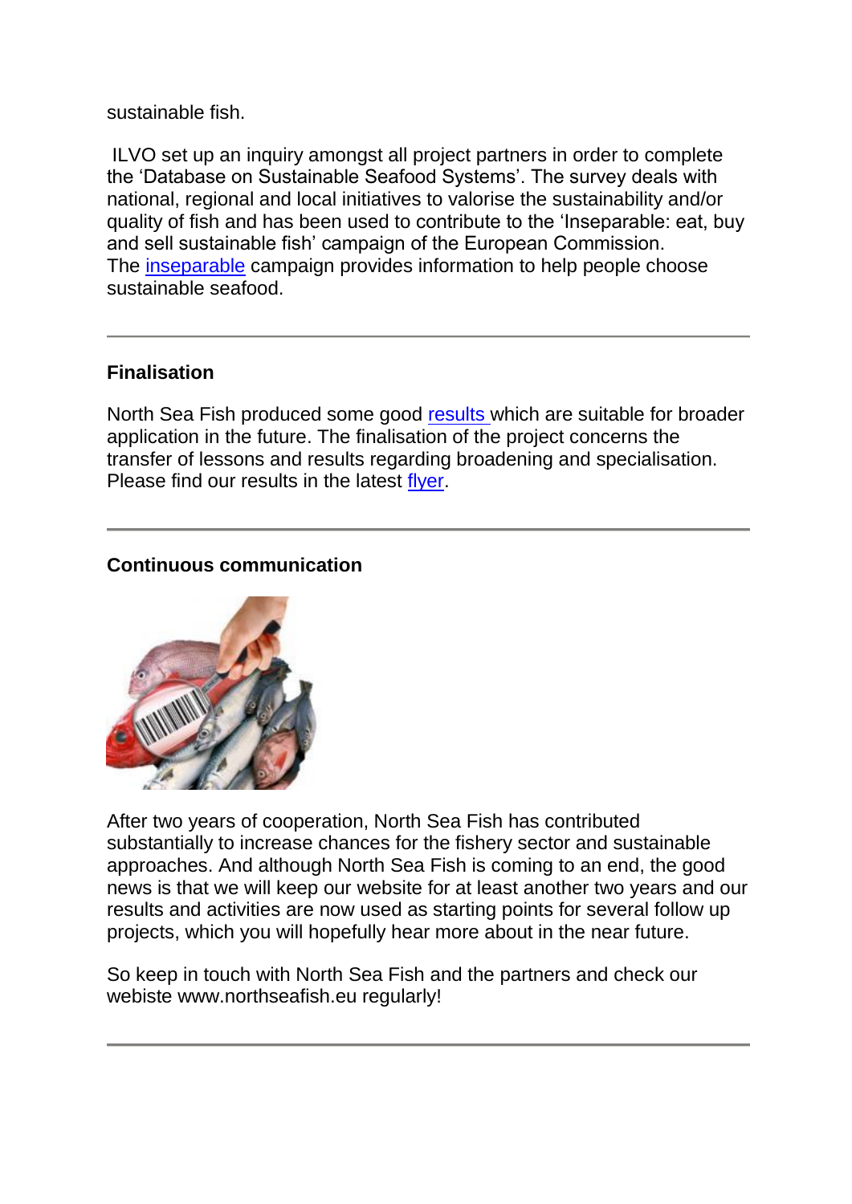sustainable fish.

ILVO set up an inquiry amongst all project partners in order to complete the 'Database on Sustainable Seafood Systems'. The survey deals with national, regional and local initiatives to valorise the sustainability and/or quality of fish and has been used to contribute to the 'Inseparable: eat, buy and sell sustainable fish' campaign of the European Commission. The inseparable campaign provides information to help people choose sustainable seafood.

---

**Finalisation**

North Sea Fish produced some good results which are suitable for broader application in the future. The finalisation of the project concerns the transfer of lessons and results regarding broadening and specialisation. Please find our results in the latest flyer.

---

**Continuous communication**

After two years of cooperation, North Sea Fish has contributed substantially to increase chances for the fishery sector and sustainable approaches. And although North Sea Fish is coming to an end, the good news is that we will keep our website for at least another two years and our results and activities are now used as starting points for several follow up projects, which you will hopefully hear more about in the near future.

So keep in touch with North Sea Fish and the partners and check our webiste www.northseafish.eu regularly!

---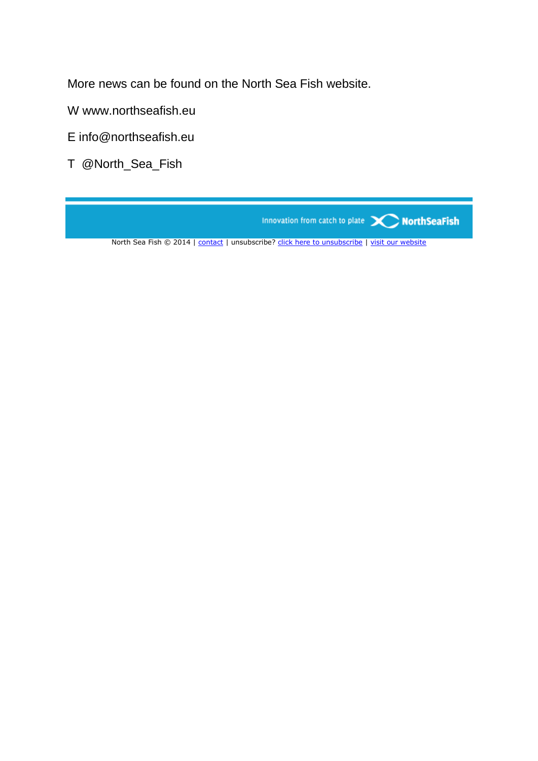More news can be found on the North Sea Fish website.

W www.northseafish.eu

E info@northseafish.eu

T @North_Sea_Fish

Innovation from catch to plate NorthSeaFish

North Sea Fish © 2014 | contact | unsubscribe? click here to unsubscribe | visit our website